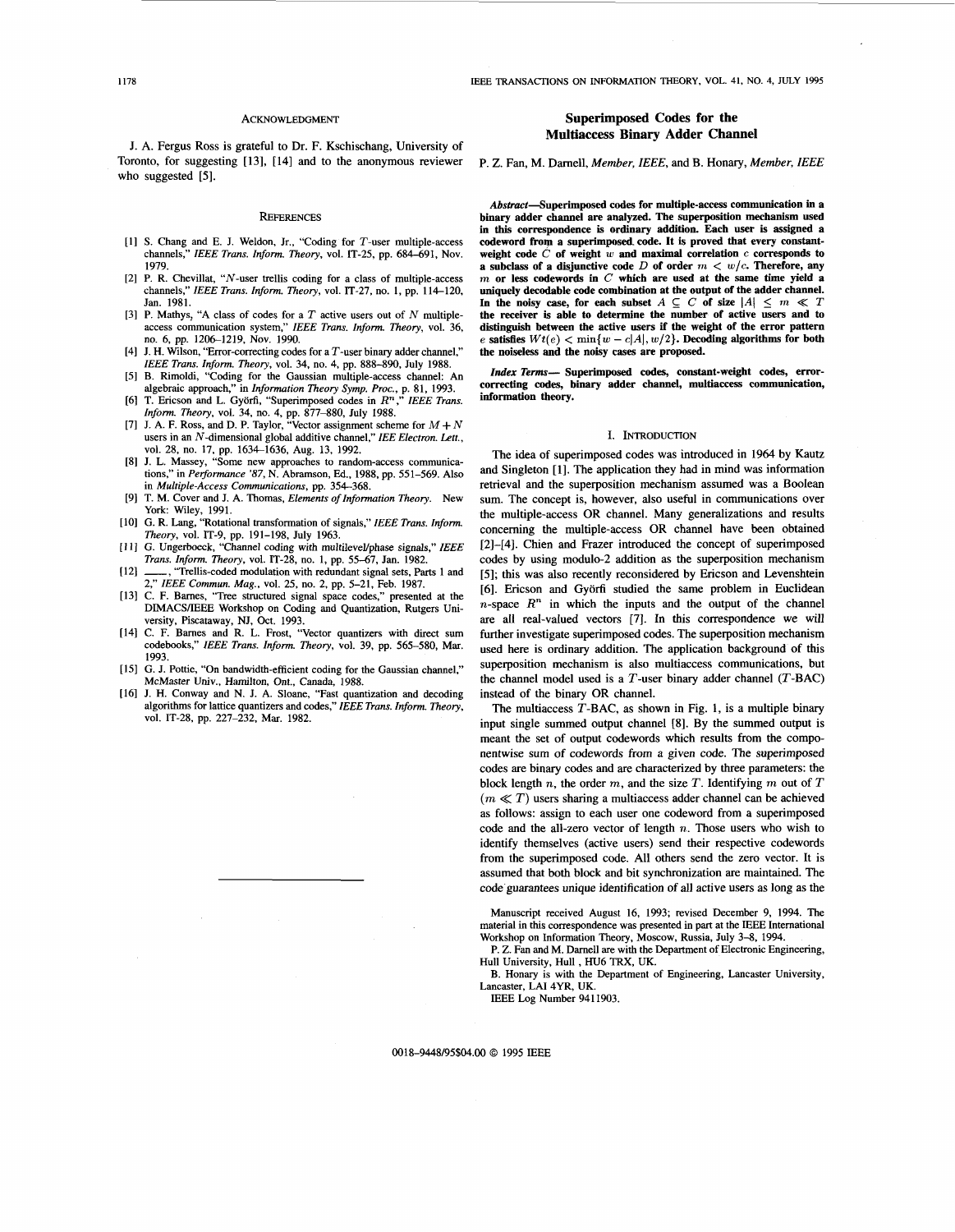## Acknowledgment

J. A. Fergus Ross is grateful to Dr. F. Kschischang, University of Toronto, for suggesting [13], [14] and to the anonymous reviewer who suggested [5].

## References

[1] S. Chang and E. J. Weldon, Jr., "Coding for $T$-user multiple-access channels," *IEEE Trans. Inform. Theory*, vol. IT-25, pp. 684–691, Nov. 1979.

[2] P. R. Chevillat, "$N$-user trellis coding for a class of multiple-access channels," *IEEE Trans. Inform. Theory*, vol. IT-27, no. 1, pp. 114–120, Jan. 1981.

[3] P. Mathys, "A class of codes for a $T$ active users out of $N$ multiple-access communication system," *IEEE Trans. Inform. Theory*, vol. 36, no. 6, pp. 1206–1219, Nov. 1990.

[4] J. H. Wilson, "Error-correcting codes for a $T$-user binary adder channel," *IEEE Trans. Inform. Theory*, vol. 34, no. 4, pp. 888–890, July 1988.

[5] B. Rimoldi, "Coding for the Gaussian multiple-access channel: An algebraic approach," in *Information Theory Symp. Proc.*, p. 81, 1993.

[6] T. Ericson and L. Györfi, "Superimposed codes in $R^n$," *IEEE Trans. Inform. Theory*, vol. 34, no. 4, pp. 877–880, July 1988.

[7] J. A. F. Ross, and D. P. Taylor, "Vector assignment scheme for $M + N$ users in an $N$-dimensional global additive channel," *IEE Electron. Lett.*, vol. 28, no. 17, pp. 1634–1636, Aug. 13, 1992.

[8] J. L. Massey, "Some new approaches to random-access communications," in *Performance '87*, N. Abramson, Ed., 1988, pp. 551–569. Also in *Multiple-Access Communications*, pp. 354–368.

[9] T. M. Cover and J. A. Thomas, *Elements of Information Theory*. New York: Wiley, 1991.

[10] G. R. Lang, "Rotational transformation of signals," *IEEE Trans. Inform. Theory*, vol. IT-9, pp. 191–198, July 1963.

[11] G. Ungerboeck, "Channel coding with multilevel/phase signals," *IEEE Trans. Inform. Theory*, vol. IT-28, no. 1, pp. 55–67, Jan. 1982.

[12] ——, "Trellis-coded modulation with redundant signal sets, Parts 1 and 2," *IEEE Commun. Mag.*, vol. 25, no. 2, pp. 5–21, Feb. 1987.

[13] C. F. Barnes, "Tree structured signal space codes," presented at the DIMACS/IEEE Workshop on Coding and Quantization, Rutgers University, Piscataway, NJ, Oct. 1993.

[14] C. F. Barnes and R. L. Frost, "Vector quantizers with direct sum codebooks," *IEEE Trans. Inform. Theory*, vol. 39, pp. 565–580, Mar. 1993.

[15] G. J. Pottie, "On bandwidth-efficient coding for the Gaussian channel," McMaster Univ., Hamilton, Ont., Canada, 1988.

[16] J. H. Conway and N. J. A. Sloane, "Fast quantization and decoding algorithms for lattice quantizers and codes," *IEEE Trans. Inform. Theory*, vol. IT-28, pp. 227–232, Mar. 1982.

# Superimposed Codes for the Multiaccess Binary Adder Channel

P. Z. Fan, M. Darnell, *Member, IEEE*, and B. Honary, *Member, IEEE*

***Abstract*—Superimposed codes for multiple-access communication in a binary adder channel are analyzed. The superposition mechanism used in this correspondence is ordinary addition. Each user is assigned a codeword from a superimposed code. It is proved that every constant-weight code $C$ of weight $w$ and maximal correlation $c$ corresponds to a subclass of a disjunctive code $D$ of order $m < w/c$. Therefore, any $m$ or less codewords in $C$ which are used at the same time yield a uniquely decodable code combination at the output of the adder channel. In the noisy case, for each subset $A \subseteq C$ of size $|A| \leq m \ll T$ the receiver is able to determine the number of active users and to distinguish between the active users if the weight of the error pattern $e$ satisfies $Wt(e) < \min\{w - c|A|, w/2\}$. Decoding algorithms for both the noiseless and the noisy cases are proposed.**

***Index Terms*— Superimposed codes, constant-weight codes, error-correcting codes, binary adder channel, multiaccess communication, information theory.**

## I. Introduction

The idea of superimposed codes was introduced in 1964 by Kautz and Singleton [1]. The application they had in mind was information retrieval and the superposition mechanism assumed was a Boolean sum. The concept is, however, also useful in communications over the multiple-access OR channel. Many generalizations and results concerning the multiple-access OR channel have been obtained [2]–[4]. Chien and Frazer introduced the concept of superimposed codes by using modulo-2 addition as the superposition mechanism [5]; this was also recently reconsidered by Ericson and Levenshtein [6]. Ericson and Györfi studied the same problem in Euclidean $n$-space $R^n$ in which the inputs and the output of the channel are all real-valued vectors [7]. In this correspondence we will further investigate superimposed codes. The superposition mechanism used here is ordinary addition. The application background of this superposition mechanism is also multiaccess communications, but the channel model used is a $T$-user binary adder channel ($T$-BAC) instead of the binary OR channel.

The multiaccess $T$-BAC, as shown in Fig. 1, is a multiple binary input single summed output channel [8]. By the summed output is meant the set of output codewords which results from the componentwise sum of codewords from a given code. The superimposed codes are binary codes and are characterized by three parameters: the block length $n$, the order $m$, and the size $T$. Identifying $m$ out of $T$ ($m \ll T$) users sharing a multiaccess adder channel can be achieved as follows: assign to each user one codeword from a superimposed code and the all-zero vector of length $n$. Those users who wish to identify themselves (active users) send their respective codewords from the superimposed code. All others send the zero vector. It is assumed that both block and bit synchronization are maintained. The code guarantees unique identification of all active users as long as the

Manuscript received August 16, 1993; revised December 9, 1994. The material in this correspondence was presented in part at the IEEE International Workshop on Information Theory, Moscow, Russia, July 3–8, 1994.

P. Z. Fan and M. Darnell are with the Department of Electronic Engineering, Hull University, Hull, HU6 7RX, UK.

B. Honary is with the Department of Engineering, Lancaster University, Lancaster, LA1 4YR, UK.

IEEE Log Number 9411903.

0018-9448/95$04.00 © 1995 IEEE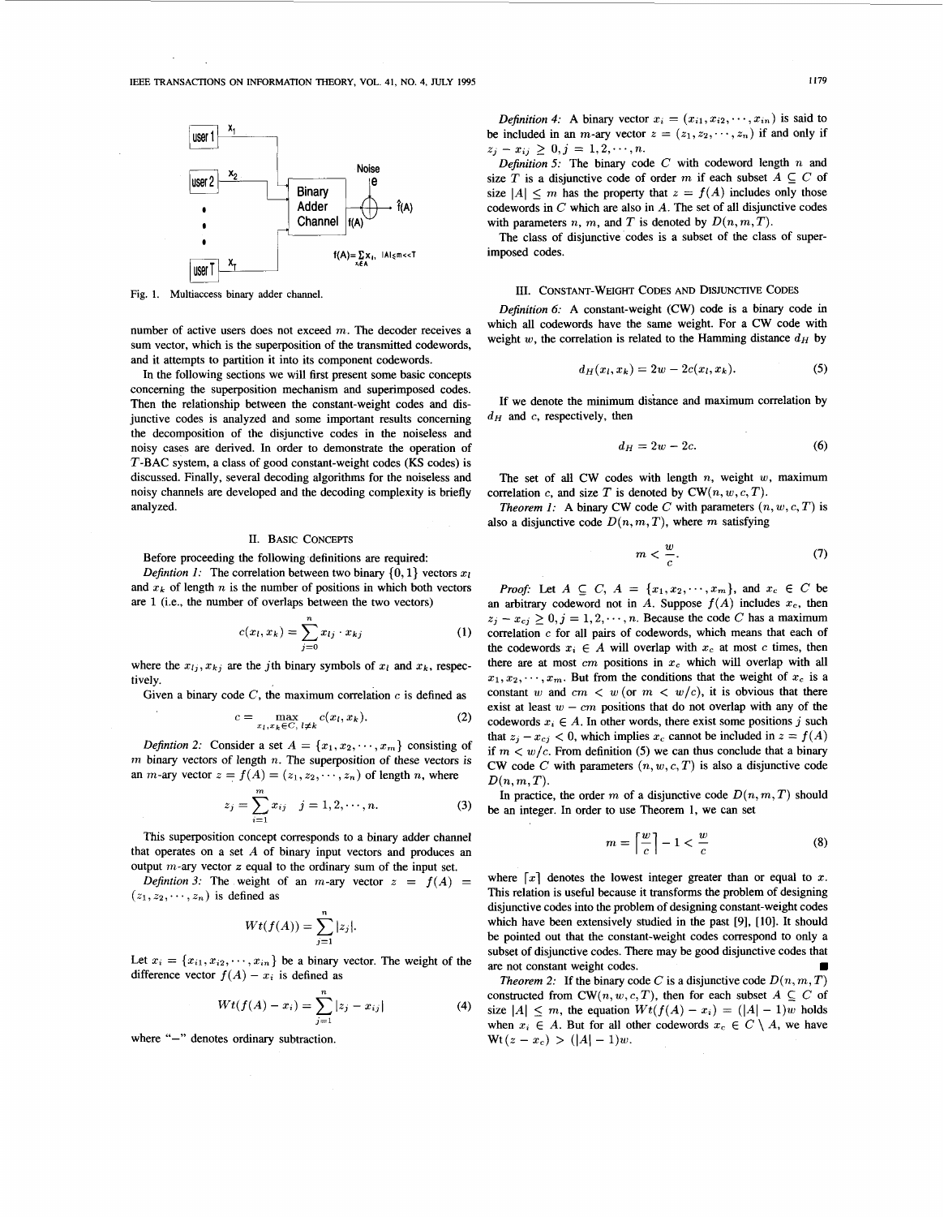Fig. 1. Multiaccess binary adder channel.

number of active users does not exceed $m$. The decoder receives a sum vector, which is the superposition of the transmitted codewords, and it attempts to partition it into its component codewords.

In the following sections we will first present some basic concepts concerning the superposition mechanism and superimposed codes. Then the relationship between the constant-weight codes and disjunctive codes is analyzed and some important results concerning the decomposition of the disjunctive codes in the noiseless and noisy cases are derived. In order to demonstrate the operation of $T$-BAC system, a class of good constant-weight codes (KS codes) is discussed. Finally, several decoding algorithms for the noiseless and noisy channels are developed and the decoding complexity is briefly analyzed.

## II. Basic Concepts

Before proceeding the following definitions are required:

*Defintion 1:* The correlation between two binary $\{0,1\}$ vectors $x_l$ and $x_k$ of length $n$ is the number of positions in which both vectors are 1 (i.e., the number of overlaps between the two vectors)

$$c(x_l, x_k) = \sum_{j=0}^{n} x_{lj} \cdot x_{kj} \tag{1}$$

where the $x_{lj}, x_{kj}$ are the $j$th binary symbols of $x_l$ and $x_k$, respectively.

Given a binary code $C$, the maximum correlation $c$ is defined as

$$c = \max_{x_l, x_k \in C,\ l \neq k} c(x_l, x_k). \tag{2}$$

*Defintion 2:* Consider a set $A = \{x_1, x_2, \cdots, x_m\}$ consisting of $m$ binary vectors of length $n$. The superposition of these vectors is an $m$-ary vector $z = f(A) = (z_1, z_2, \cdots, z_n)$ of length $n$, where

$$z_j = \sum_{i=1}^{m} x_{ij} \quad j = 1, 2, \cdots, n. \tag{3}$$

This superposition concept corresponds to a binary adder channel that operates on a set $A$ of binary input vectors and produces an output $m$-ary vector $z$ equal to the ordinary sum of the input set.

*Defintion 3:* The weight of an $m$-ary vector $z = f(A) = (z_1, z_2, \cdots, z_n)$ is defined as

$$Wt(f(A)) = \sum_{j=1}^{n} |z_j|.$$

Let $x_i = \{x_{i1}, x_{i2}, \cdots, x_{in}\}$ be a binary vector. The weight of the difference vector $f(A) - x_i$ is defined as

$$Wt(f(A) - x_i) = \sum_{j=1}^{n} |z_j - x_{ij}| \tag{4}$$

where "$-$" denotes ordinary subtraction.

*Definition 4:* A binary vector $x_i = (x_{i1}, x_{i2}, \cdots, x_{in})$ is said to be included in an $m$-ary vector $z = (z_1, z_2, \cdots, z_n)$ if and only if $z_j - x_{ij} \geq 0, j = 1, 2, \cdots, n$.

*Definition 5:* The binary code $C$ with codeword length $n$ and size $T$ is a disjunctive code of order $m$ if each subset $A \subseteq C$ of size $|A| \leq m$ has the property that $z = f(A)$ includes only those codewords in $C$ which are also in $A$. The set of all disjunctive codes with parameters $n$, $m$, and $T$ is denoted by $D(n, m, T)$.

The class of disjunctive codes is a subset of the class of superimposed codes.

## III. Constant-Weight Codes and Disjunctive Codes

*Definition 6:* A constant-weight (CW) code is a binary code in which all codewords have the same weight. For a CW code with weight $w$, the correlation is related to the Hamming distance $d_H$ by

$$d_H(x_l, x_k) = 2w - 2c(x_l, x_k). \tag{5}$$

If we denote the minimum distance and maximum correlation by $d_H$ and $c$, respectively, then

$$d_H = 2w - 2c. \tag{6}$$

The set of all CW codes with length $n$, weight $w$, maximum correlation $c$, and size $T$ is denoted by $\mathrm{CW}(n, w, c, T)$.

*Theorem 1:* A binary CW code $C$ with parameters $(n, w, c, T)$ is also a disjunctive code $D(n, m, T)$, where $m$ satisfying

$$m < \frac{w}{c}. \tag{7}$$

*Proof:* Let $A \subseteq C$, $A = \{x_1, x_2, \cdots, x_m\}$, and $x_c \in C$ be an arbitrary codeword not in $A$. Suppose $f(A)$ includes $x_c$, then $z_j - x_{cj} \geq 0, j = 1, 2, \cdots, n$. Because the code $C$ has a maximum correlation $c$ for all pairs of codewords, which means that each of the codewords $x_i \in A$ will overlap with $x_c$ at most $c$ times, then there are at most $cm$ positions in $x_c$ which will overlap with all $x_1, x_2, \cdots, x_m$. But from the conditions that the weight of $x_c$ is a constant $w$ and $cm < w$ (or $m < w/c$), it is obvious that there exist at least $w - cm$ positions that do not overlap with any of the codewords $x_i \in A$. In other words, there exist some positions $j$ such that $z_j - x_{cj} < 0$, which implies $x_c$ cannot be included in $z = f(A)$ if $m < w/c$. From definition (5) we can thus conclude that a binary CW code $C$ with parameters $(n, w, c, T)$ is also a disjunctive code $D(n, m, T)$.

In practice, the order $m$ of a disjunctive code $D(n, m, T)$ should be an integer. In order to use Theorem 1, we can set

$$m = \left\lceil \frac{w}{c} \right\rceil - 1 < \frac{w}{c} \tag{8}$$

where $\lceil x \rceil$ denotes the lowest integer greater than or equal to $x$. This relation is useful because it transforms the problem of designing disjunctive codes into the problem of designing constant-weight codes which have been extensively studied in the past [9], [10]. It should be pointed out that the constant-weight codes correspond to only a subset of disjunctive codes. There may be good disjunctive codes that are not constant weight codes. ∎

*Theorem 2:* If the binary code $C$ is a disjunctive code $D(n, m, T)$ constructed from $\mathrm{CW}(n, w, c, T)$, then for each subset $A \subseteq C$ of size $|A| \leq m$, the equation $Wt(f(A) - x_i) = (|A| - 1)w$ holds when $x_i \in A$. But for all other codewords $x_c \in C \setminus A$, we have $\mathrm{Wt}(z - x_c) > (|A| - 1)w$.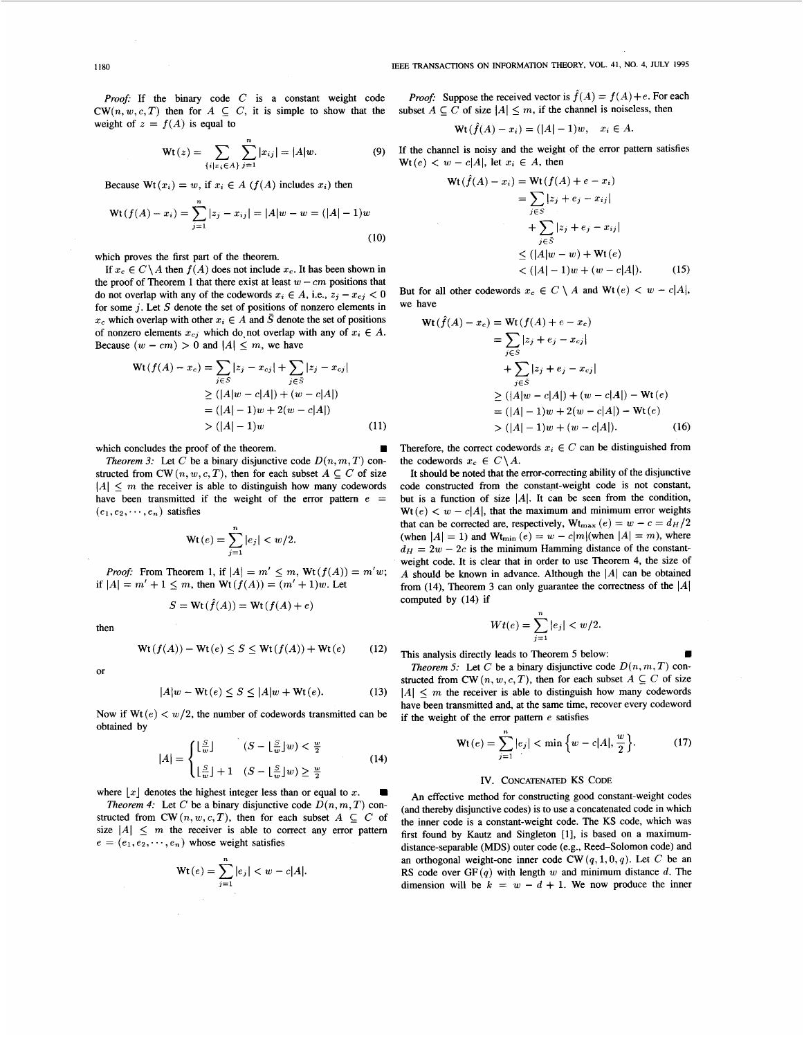*Proof:* If the binary code $C$ is a constant weight code $\mathrm{CW}(n, w, c, T)$ then for $A \subseteq C$, it is simple to show that the weight of $z = f(A)$ is equal to

$$\mathrm{Wt}(z) = \sum_{\{i | x_i \in A\}} \sum_{j=1}^{n} |x_{ij}| = |A|w. \tag{9}$$

Because $\mathrm{Wt}(x_i) = w$, if $x_i \in A$ ($f(A)$ includes $x_i$) then

$$\mathrm{Wt}(f(A) - x_i) = \sum_{j=1}^{n} |z_j - x_{ij}| = |A|w - w = (|A| - 1)w \tag{10}$$

which proves the first part of the theorem.

If $x_c \in C \setminus A$ then $f(A)$ does not include $x_c$. It has been shown in the proof of Theorem 1 that there exist at least $w - cm$ positions that do not overlap with any of the codewords $x_i \in A$, i.e., $z_j - x_{cj} < 0$ for some $j$. Let $S$ denote the set of positions of nonzero elements in $x_c$ which overlap with other $x_i \in A$ and $\bar{S}$ denote the set of positions of nonzero elements $x_{cj}$ which do not overlap with any of $x_i \in A$. Because $(w - cm) > 0$ and $|A| \leq m$, we have

$$\begin{aligned}
\mathrm{Wt}(f(A) - x_c) &= \sum_{j \in S} |z_j - x_{cj}| + \sum_{j \in \bar{S}} |z_j - x_{cj}| \\
&\geq (|A|w - c|A|) + (w - c|A|) \\
&= (|A| - 1)w + 2(w - c|A|) \\
&> (|A| - 1)w
\end{aligned} \tag{11}$$

which concludes the proof of the theorem. ∎

*Theorem 3:* Let $C$ be a binary disjunctive code $D(n, m, T)$ constructed from $\mathrm{CW}(n, w, c, T)$, then for each subset $A \subseteq C$ of size $|A| \leq m$ the receiver is able to distinguish how many codewords have been transmitted if the weight of the error pattern $e = (e_1, e_2, \cdots, e_n)$ satisfies

$$\mathrm{Wt}(e) = \sum_{j=1}^{n} |e_j| < w/2.$$

*Proof:* From Theorem 1, if $|A| = m' \leq m$, $\mathrm{Wt}(f(A)) = m'w$; if $|A| = m' + 1 \leq m$, then $\mathrm{Wt}(f(A)) = (m' + 1)w$. Let

$$S = \mathrm{Wt}(\hat{f}(A)) = \mathrm{Wt}(f(A) + e)$$

then

$$\mathrm{Wt}(f(A)) - \mathrm{Wt}(e) \leq S \leq \mathrm{Wt}(f(A)) + \mathrm{Wt}(e) \tag{12}$$

or

$$|A|w - \mathrm{Wt}(e) \leq S \leq |A|w + \mathrm{Wt}(e). \tag{13}$$

Now if $\mathrm{Wt}(e) < w/2$, the number of codewords transmitted can be obtained by

$$|A| = \begin{cases} \lfloor \frac{S}{w} \rfloor & (S - \lfloor \frac{S}{w} \rfloor w) < \frac{w}{2} \\ \lfloor \frac{S}{w} \rfloor + 1 & (S - \lfloor \frac{S}{w} \rfloor w) \geq \frac{w}{2} \end{cases} \tag{14}$$

where $\lfloor x \rfloor$ denotes the highest integer less than or equal to $x$. ∎

*Theorem 4:* Let $C$ be a binary disjunctive code $D(n, m, T)$ constructed from $\mathrm{CW}(n, w, c, T)$, then for each subset $A \subseteq C$ of size $|A| \leq m$ the receiver is able to correct any error pattern $e = (e_1, e_2, \cdots, e_n)$ whose weight satisfies

$$\mathrm{Wt}(e) = \sum_{j=1}^{n} |e_j| < w - c|A|.$$

*Proof:* Suppose the received vector is $\hat{f}(A) = f(A) + e$. For each subset $A \subseteq C$ of size $|A| \leq m$, if the channel is noiseless, then

$$\mathrm{Wt}(\hat{f}(A) - x_i) = (|A| - 1)w, \quad x_i \in A.$$

If the channel is noisy and the weight of the error pattern satisfies $\mathrm{Wt}(e) < w - c|A|$, let $x_i \in A$, then

$$\begin{aligned}
\mathrm{Wt}(\hat{f}(A) - x_i) &= \mathrm{Wt}(f(A) + e - x_i) \\
&= \sum_{j \in S} |z_j + e_j - x_{ij}| \\
&\quad + \sum_{j \in \bar{S}} |z_j + e_j - x_{ij}| \\
&\leq (|A|w - w) + \mathrm{Wt}(e) \\
&< (|A| - 1)w + (w - c|A|).
\end{aligned} \tag{15}$$

But for all other codewords $x_c \in C \setminus A$ and $\mathrm{Wt}(e) < w - c|A|$, we have

$$\begin{aligned}
\mathrm{Wt}(\hat{f}(A) - x_c) &= \mathrm{Wt}(f(A) + e - x_c) \\
&= \sum_{j \in S} |z_j + e_j - x_{cj}| \\
&\quad + \sum_{j \in \bar{S}} |z_j + e_j - x_{cj}| \\
&\geq (|A|w - c|A|) + (w - c|A|) - \mathrm{Wt}(e) \\
&= (|A| - 1)w + 2(w - c|A|) - \mathrm{Wt}(e) \\
&> (|A| - 1)w + (w - c|A|).
\end{aligned} \tag{16}$$

Therefore, the correct codewords $x_i \in C$ can be distinguished from the codewords $x_c \in C \setminus A$.

It should be noted that the error-correcting ability of the disjunctive code constructed from the constant-weight code is not constant, but is a function of size $|A|$. It can be seen from the condition, $\mathrm{Wt}(e) < w - c|A|$, that the maximum and minimum error weights that can be corrected are, respectively, $\mathrm{Wt}_{\max}(e) = w - c = d_H/2$ (when $|A| = 1$) and $\mathrm{Wt}_{\min}(e) = w - c|m|$(when $|A| = m$), where $d_H = 2w - 2c$ is the minimum Hamming distance of the constant-weight code. It is clear that in order to use Theorem 4, the size of $A$ should be known in advance. Although the $|A|$ can be obtained from (14), Theorem 3 can only guarantee the correctness of the $|A|$ computed by (14) if

$$Wt(e) = \sum_{j=1}^{n} |e_j| < w/2.$$

This analysis directly leads to Theorem 5 below: ∎

*Theorem 5:* Let $C$ be a binary disjunctive code $D(n, m, T)$ constructed from $\mathrm{CW}(n, w, c, T)$, then for each subset $A \subseteq C$ of size $|A| \leq m$ the receiver is able to distinguish how many codewords have been transmitted and, at the same time, recover every codeword if the weight of the error pattern $e$ satisfies

$$\mathrm{Wt}(e) = \sum_{j=1}^{n} |e_j| < \min\left\{w - c|A|, \frac{w}{2}\right\}. \tag{17}$$

## IV. Concatenated KS Code

An effective method for constructing good constant-weight codes (and thereby disjunctive codes) is to use a concatenated code in which the inner code is a constant-weight code. The KS code, which was first found by Kautz and Singleton [1], is based on a maximum-distance-separable (MDS) outer code (e.g., Reed–Solomon code) and an orthogonal weight-one inner code $\mathrm{CW}(q, 1, 0, q)$. Let $C$ be an RS code over $\mathrm{GF}(q)$ with length $w$ and minimum distance $d$. The dimension will be $k = w - d + 1$. We now produce the inner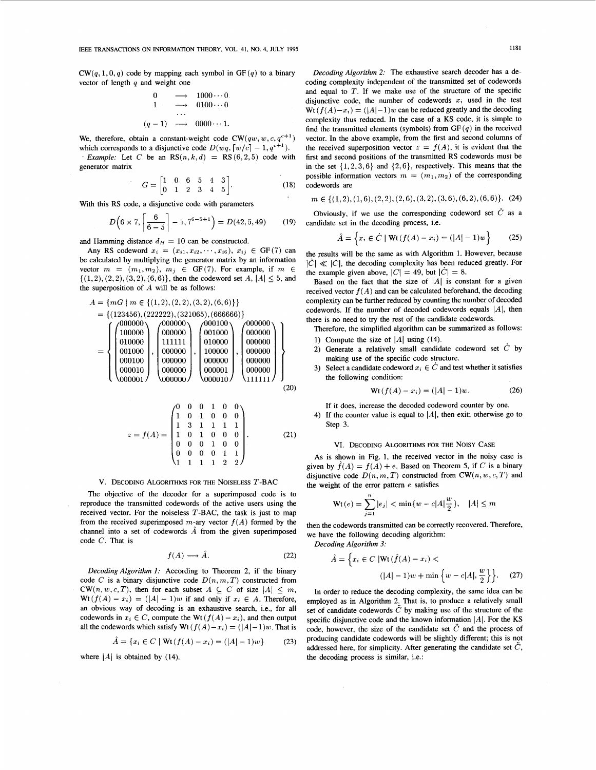$CW(q, 1, 0, q)$ code by mapping each symbol in GF$(q)$ to a binary vector of length $q$ and weight one

$$
\begin{aligned}
0 &\longrightarrow 1000\cdots 0 \\
1 &\longrightarrow 0100\cdots 0 \\
&\cdots \\
(q-1) &\longrightarrow 0000\cdots 1.
\end{aligned}
$$

We, therefore, obtain a constant-weight code $CW(qw, w, c, q^{c+1})$ which corresponds to a disjunctive code $D(wq, \lceil w/c \rceil - 1, q^{c+1})$.

*Example:* Let $C$ be an RS$(n, k, d)$ = RS$(6, 2, 5)$ code with generator matrix

$$
G = \begin{bmatrix} 1 & 0 & 6 & 5 & 4 & 3 \\ 0 & 1 & 2 & 3 & 4 & 5 \end{bmatrix}. \tag{18}
$$

With this RS code, a disjunctive code with parameters

$$
D\left(6 \times 7, \left\lceil \frac{6}{6-5} \right\rceil - 1, 7^{6-5+1}\right) = D(42, 5, 49) \tag{19}
$$

and Hamming distance $d_H = 10$ can be constructed.

Any RS codeword $x_i = (x_{i1}, x_{i2}, \cdots, x_{i6})$, $x_{ij} \in$ GF(7) can be calculated by multiplying the generator matrix by an information vector $m = (m_1, m_2)$, $m_j \in$ GF(7). For example, if $m \in \{(1,2), (2,2), (3,2), (6,6)\}$, then the codeword set $A$, $|A| \le 5$, and the superposition of $A$ will be as follows:

$$
\begin{aligned}
A &= \{mG \mid m \in \{(1,2), (2,2), (3,2), (6,6)\}\} \\
&= \{(123456), (222222), (321065), (666666)\} \\
&= \left\{ \begin{pmatrix} 000000 \\ 100000 \\ 010000 \\ 001000 \\ 000100 \\ 000010 \\ 000001 \end{pmatrix}, \begin{pmatrix} 000000 \\ 000000 \\ 111111 \\ 000000 \\ 000000 \\ 000000 \\ 000000 \end{pmatrix}, \begin{pmatrix} 000100 \\ 001000 \\ 010000 \\ 100000 \\ 000000 \\ 000001 \\ 000010 \end{pmatrix}, \begin{pmatrix} 000000 \\ 000000 \\ 000000 \\ 000000 \\ 000000 \\ 000000 \\ 111111 \end{pmatrix} \right\}
\end{aligned} \tag{20}
$$

$$
z = f(A) = \begin{pmatrix} 0 & 0 & 0 & 1 & 0 & 0 \\ 1 & 0 & 1 & 0 & 0 & 0 \\ 1 & 3 & 1 & 1 & 1 & 1 \\ 1 & 0 & 1 & 0 & 0 & 0 \\ 0 & 0 & 0 & 1 & 0 & 0 \\ 0 & 0 & 0 & 0 & 1 & 1 \\ 1 & 1 & 1 & 1 & 2 & 2 \end{pmatrix}. \tag{21}
$$

## V. Decoding Algorithms for the Noiseless $T$-BAC

The objective of the decoder for a superimposed code is to reproduce the transmitted codewords of the active users using the received vector. For the noiseless $T$-BAC, the task is just to map from the received superimposed $m$-ary vector $f(A)$ formed by the channel into a set of codewords $\hat{A}$ from the given superimposed code $C$. That is

$$
f(A) \longrightarrow \hat{A}. \tag{22}
$$

*Decoding Algorithm 1:* According to Theorem 2, if the binary code $C$ is a binary disjunctive code $D(n, m, T)$ constructed from $CW(n, w, c, T)$, then for each subset $A \subseteq C$ of size $|A| \le m$, $\text{Wt}(f(A) - x_i) = (|A| - 1)w$ if and only if $x_i \in A$. Therefore, an obvious way of decoding is an exhaustive search, i.e., for all codewords in $x_i \in C$, compute the $\text{Wt}(f(A) - x_i)$, and then output all the codewords which satisfy $\text{Wt}(f(A) - x_i) = (|A| - 1)w$. That is

$$
\hat{A} = \{x_i \in C \mid \text{Wt}(f(A) - x_i) = (|A| - 1)w\} \tag{23}
$$

where $|A|$ is obtained by (14).

*Decoding Algorithm 2:* The exhaustive search decoder has a decoding complexity independent of the transmitted set of codewords and equal to $T$. If we make use of the structure of the specific disjunctive code, the number of codewords $x_i$ used in the test $\text{Wt}(f(A) - x_i) = (|A| - 1)w$ can be reduced greatly and the decoding complexity thus reduced. In the case of a KS code, it is simple to find the transmitted elements (symbols) from GF$(q)$ in the received vector. In the above example, from the first and second columns of the received superposition vector $z = f(A)$, it is evident that the first and second positions of the transmitted RS codewords must be in the set $\{1, 2, 3, 6\}$ and $\{2, 6\}$, respectively. This means that the possible information vectors $m = (m_1, m_2)$ of the corresponding codewords are

$$
m \in \{(1,2), (1,6), (2,2), (2,6), (3,2), (3,6), (6,2), (6,6)\}. \tag{24}
$$

Obviously, if we use the corresponding codeword set $\dot{C}$ as a candidate set in the decoding process, i.e.

$$
\hat{A} = \left\{x_i \in \dot{C} \mid \text{Wt}(f(A) - x_i) = (|A| - 1)w\right\} \tag{25}
$$

the results will be the same as with Algorithm 1. However, because $|\dot{C}| \ll |C|$, the decoding complexity has been reduced greatly. For the example given above, $|C| = 49$, but $|\dot{C}| = 8$.

Based on the fact that the size of $|A|$ is constant for a given received vector $f(A)$ and can be calculated beforehand, the decoding complexity can be further reduced by counting the number of decoded codewords. If the number of decoded codewords equals $|A|$, then there is no need to try the rest of the candidate codewords.

Therefore, the simplified algorithm can be summarized as follows:

1) Compute the size of $|A|$ using (14).
2) Generate a relatively small candidate codeword set $\dot{C}$ by making use of the specific code structure.
3) Select a candidate codeword $x_i \in \dot{C}$ and test whether it satisfies the following condition:

$$
\text{Wt}(f(A) - x_i) = (|A| - 1)w. \tag{26}
$$

If it does, increase the decoded codeword counter by one.

4) If the counter value is equal to $|A|$, then exit; otherwise go to Step 3.

## VI. Decoding Algorithms for the Noisy Case

As is shown in Fig. 1, the received vector in the noisy case is given by $\hat{f}(A) = f(A) + e$. Based on Theorem 5, if $C$ is a binary disjunctive code $D(n, m, T)$ constructed from $CW(n, w, c, T)$ and the weight of the error pattern $e$ satisfies

$$
\text{Wt}(e) = \sum_{j=1}^{n} |e_j| < \min\{w - c|A| \frac{w}{2}\}, \quad |A| \le m
$$

then the codewords transmitted can be correctly recovered. Therefore, we have the following decoding algorithm:

*Decoding Algorithm 3:*

$$
\hat{A} = \Big\{x_i \in C \,|\text{Wt}(\hat{f}(A) - x_i) < (|A| - 1)w + \min\left\{w - c|A|, \frac{w}{2}\right\}\Big\}. \tag{27}
$$

In order to reduce the decoding complexity, the same idea can be employed as in Algorithm 2. That is, to produce a relatively small set of candidate codewords $\ddot{C}$ by making use of the structure of the specific disjunctive code and the known information $|A|$. For the KS code, however, the size of the candidate set $\ddot{C}$ and the process of producing candidate codewords will be slightly different; this is not addressed here, for simplicity. After generating the candidate set $\ddot{C}$, the decoding process is similar, i.e.: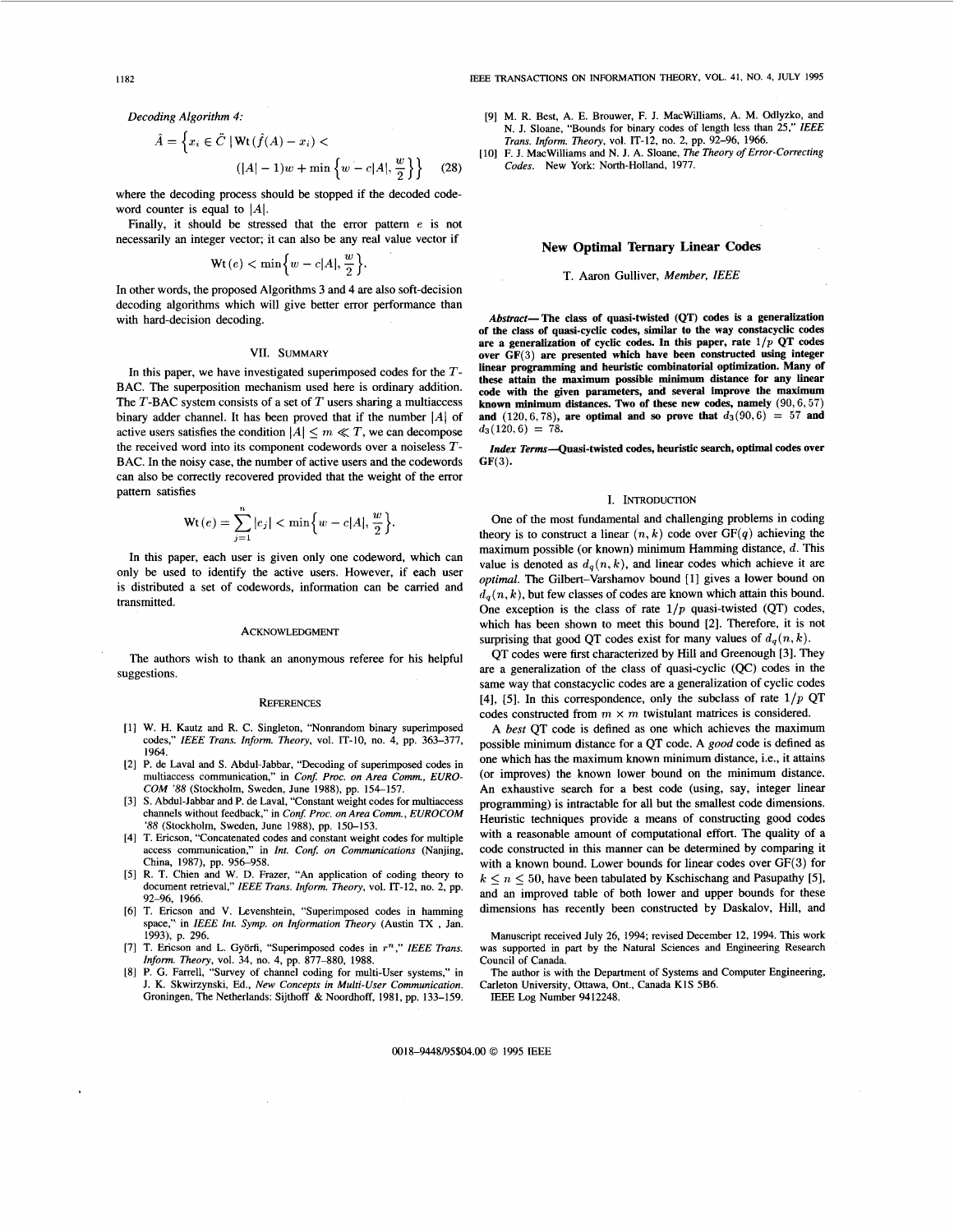*Decoding Algorithm 4:*

$$\hat{A} = \left\{x_i \in \ddot{C} \mid \text{Wt}(\hat{f}(A) - x_i) < (|A| - 1)w + \min\left\{w - c|A|, \frac{w}{2}\right\}\right\} \quad (28)$$

where the decoding process should be stopped if the decoded codeword counter is equal to $|A|$.

Finally, it should be stressed that the error pattern $e$ is not necessarily an integer vector; it can also be any real value vector if

$$\text{Wt}(e) < \min\left\{w - c|A|, \frac{w}{2}\right\}.$$

In other words, the proposed Algorithms 3 and 4 are also soft-decision decoding algorithms which will give better error performance than with hard-decision decoding.

## VII. Summary

In this paper, we have investigated superimposed codes for the $T$-BAC. The superposition mechanism used here is ordinary addition. The $T$-BAC system consists of a set of $T$ users sharing a multiaccess binary adder channel. It has been proved that if the number $|A|$ of active users satisfies the condition $|A| \leq m \ll T$, we can decompose the received word into its component codewords over a noiseless $T$-BAC. In the noisy case, the number of active users and the codewords can also be correctly recovered provided that the weight of the error pattern satisfies

$$\text{Wt}(e) = \sum_{j=1}^{n} |e_j| < \min\left\{w - c|A|, \frac{w}{2}\right\}.$$

In this paper, each user is given only one codeword, which can only be used to identify the active users. However, if each user is distributed a set of codewords, information can be carried and transmitted.

## Acknowledgment

The authors wish to thank an anonymous referee for his helpful suggestions.

## References

[1] W. H. Kautz and R. C. Singleton, "Nonrandom binary superimposed codes," *IEEE Trans. Inform. Theory*, vol. IT-10, no. 4, pp. 363–377, 1964.

[2] P. de Laval and S. Abdul-Jabbar, "Decoding of superimposed codes in multiaccess communication," in *Conf. Proc. on Area Comm., EUROCOM '88* (Stockholm, Sweden, June 1988), pp. 154–157.

[3] S. Abdul-Jabbar and P. de Laval, "Constant weight codes for multiaccess channels without feedback," in *Conf. Proc. on Area Comm., EUROCOM '88* (Stockholm, Sweden, June 1988), pp. 150–153.

[4] T. Ericson, "Concatenated codes and constant weight codes for multiple access communication," in *Int. Conf. on Communications* (Nanjing, China, 1987), pp. 956–958.

[5] R. T. Chien and W. D. Frazer, "An application of coding theory to document retrieval," *IEEE Trans. Inform. Theory*, vol. IT-12, no. 2, pp. 92–96, 1966.

[6] T. Ericson and V. Levenshtein, "Superimposed codes in hamming space," in *IEEE Int. Symp. on Information Theory* (Austin TX , Jan. 1993), p. 296.

[7] T. Ericson and L. Györfi, "Superimposed codes in $r^n$," *IEEE Trans. Inform. Theory*, vol. 34, no. 4, pp. 877–880, 1988.

[8] P. G. Farrell, "Survey of channel coding for multi-User systems," in J. K. Skwirzynski, Ed., *New Concepts in Multi-User Communication*. Groningen, The Netherlands: Sijthoff & Noordhoff, 1981, pp. 133–159.

[9] M. R. Best, A. E. Brouwer, F. J. MacWilliams, A. M. Odlyzko, and N. J. Sloane, "Bounds for binary codes of length less than 25," *IEEE Trans. Inform. Theory*, vol. IT-12, no. 2, pp. 92–96, 1966.

[10] F. J. MacWilliams and N. J. A. Sloane, *The Theory of Error-Correcting Codes*. New York: North-Holland, 1977.

# New Optimal Ternary Linear Codes

T. Aaron Gulliver, *Member, IEEE*

***Abstract*— The class of quasi-twisted (QT) codes is a generalization of the class of quasi-cyclic codes, similar to the way constacyclic codes are a generalization of cyclic codes. In this paper, rate $1/p$ QT codes over GF(3) are presented which have been constructed using integer linear programming and heuristic combinatorial optimization. Many of these attain the maximum possible minimum distance for any linear code with the given parameters, and several improve the maximum known minimum distances. Two of these new codes, namely $(90, 6, 57)$ and $(120, 6, 78)$, are optimal and so prove that $d_3(90, 6) = 57$ and $d_3(120, 6) = 78$.**

***Index Terms*—Quasi-twisted codes, heuristic search, optimal codes over GF(3).**

## I. Introduction

One of the most fundamental and challenging problems in coding theory is to construct a linear $(n, k)$ code over GF$(q)$ achieving the maximum possible (or known) minimum Hamming distance, $d$. This value is denoted as $d_q(n, k)$, and linear codes which achieve it are *optimal*. The Gilbert–Varshamov bound [1] gives a lower bound on $d_q(n, k)$, but few classes of codes are known which attain this bound. One exception is the class of rate $1/p$ quasi-twisted (QT) codes, which has been shown to meet this bound [2]. Therefore, it is not surprising that good QT codes exist for many values of $d_q(n, k)$.

QT codes were first characterized by Hill and Greenough [3]. They are a generalization of the class of quasi-cyclic (QC) codes in the same way that constacyclic codes are a generalization of cyclic codes [4], [5]. In this correspondence, only the subclass of rate $1/p$ QT codes constructed from $m \times m$ twistulant matrices is considered.

A *best* QT code is defined as one which achieves the maximum possible minimum distance for a QT code. A *good* code is defined as one which has the maximum known minimum distance, i.e., it attains (or improves) the known lower bound on the minimum distance. An exhaustive search for a best code (using, say, integer linear programming) is intractable for all but the smallest code dimensions. Heuristic techniques provide a means of constructing good codes with a reasonable amount of computational effort. The quality of a code constructed in this manner can be determined by comparing it with a known bound. Lower bounds for linear codes over GF(3) for $k \leq n \leq 50$, have been tabulated by Kschischang and Pasupathy [5], and an improved table of both lower and upper bounds for these dimensions has recently been constructed by Daskalov, Hill, and

Manuscript received July 26, 1994; revised December 12, 1994. This work was supported in part by the Natural Sciences and Engineering Research Council of Canada.

The author is with the Department of Systems and Computer Engineering, Carleton University, Ottawa, Ont., Canada K1S 5B6.

IEEE Log Number 9412248.

0018-9448/95$04.00 © 1995 IEEE